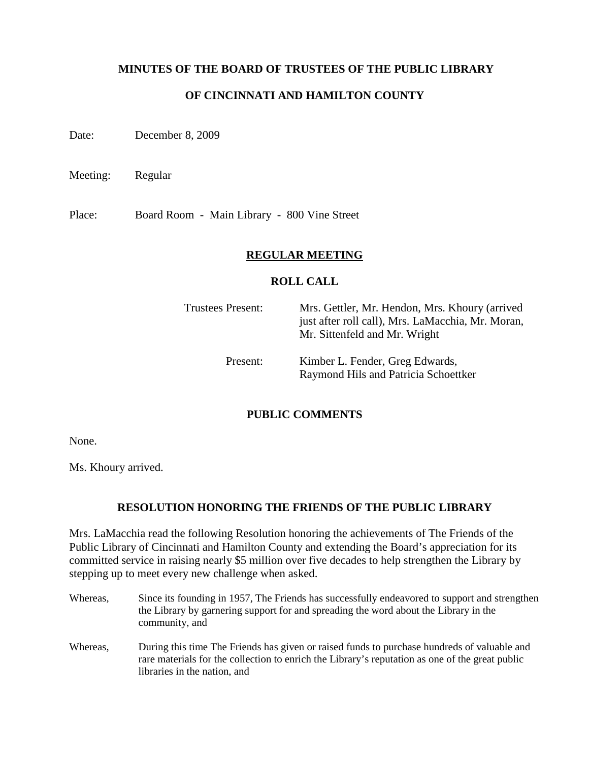# MINUTES OF THE BOARD OF TRUSTEES OF THE PUBLIC LIBRARY

# OF CINCINNATI AND HAMILTON COUNTY

Date: December 8, 2009

Meeting: Regular

Place: Board Room - Main Library - 800 Vine Street

## REGULAR MEETING

### ROLL CALL

| | |
|---|---|
| Trustees Present: | Mrs. Gettler, Mr. Hendon, Mrs. Khoury (arrived just after roll call), Mrs. LaMacchia, Mr. Moran, Mr. Sittenfeld and Mr. Wright |
| Present: | Kimber L. Fender, Greg Edwards, Raymond Hils and Patricia Schoettker |

### PUBLIC COMMENTS

None.

Ms. Khoury arrived.

### RESOLUTION HONORING THE FRIENDS OF THE PUBLIC LIBRARY

Mrs. LaMacchia read the following Resolution honoring the achievements of The Friends of the Public Library of Cincinnati and Hamilton County and extending the Board's appreciation for its committed service in raising nearly $5 million over five decades to help strengthen the Library by stepping up to meet every new challenge when asked.

Whereas, Since its founding in 1957, The Friends has successfully endeavored to support and strengthen the Library by garnering support for and spreading the word about the Library in the community, and

Whereas, During this time The Friends has given or raised funds to purchase hundreds of valuable and rare materials for the collection to enrich the Library's reputation as one of the great public libraries in the nation, and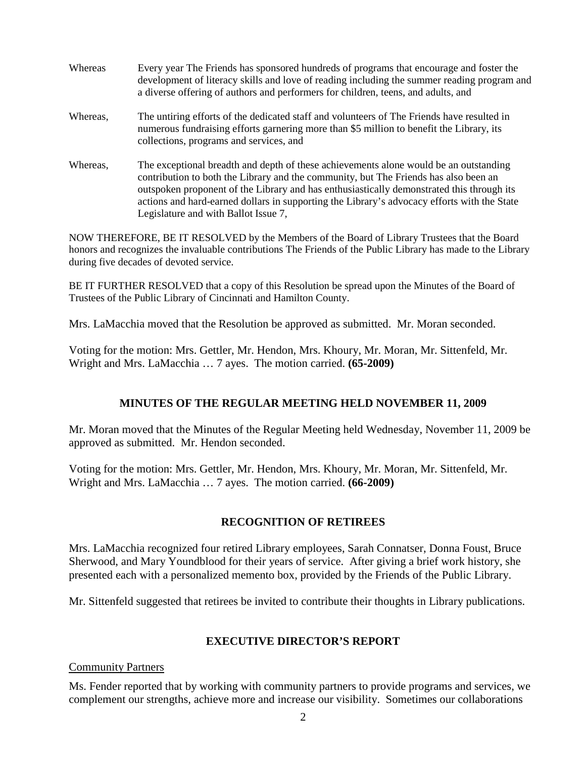Whereas Every year The Friends has sponsored hundreds of programs that encourage and foster the development of literacy skills and love of reading including the summer reading program and a diverse offering of authors and performers for children, teens, and adults, and

Whereas, The untiring efforts of the dedicated staff and volunteers of The Friends have resulted in numerous fundraising efforts garnering more than $5 million to benefit the Library, its collections, programs and services, and

Whereas, The exceptional breadth and depth of these achievements alone would be an outstanding contribution to both the Library and the community, but The Friends has also been an outspoken proponent of the Library and has enthusiastically demonstrated this through its actions and hard-earned dollars in supporting the Library's advocacy efforts with the State Legislature and with Ballot Issue 7,

NOW THEREFORE, BE IT RESOLVED by the Members of the Board of Library Trustees that the Board honors and recognizes the invaluable contributions The Friends of the Public Library has made to the Library during five decades of devoted service.

BE IT FURTHER RESOLVED that a copy of this Resolution be spread upon the Minutes of the Board of Trustees of the Public Library of Cincinnati and Hamilton County.

Mrs. LaMacchia moved that the Resolution be approved as submitted. Mr. Moran seconded.

Voting for the motion: Mrs. Gettler, Mr. Hendon, Mrs. Khoury, Mr. Moran, Mr. Sittenfeld, Mr. Wright and Mrs. LaMacchia … 7 ayes. The motion carried. **(65-2009)**

## MINUTES OF THE REGULAR MEETING HELD NOVEMBER 11, 2009

Mr. Moran moved that the Minutes of the Regular Meeting held Wednesday, November 11, 2009 be approved as submitted. Mr. Hendon seconded.

Voting for the motion: Mrs. Gettler, Mr. Hendon, Mrs. Khoury, Mr. Moran, Mr. Sittenfeld, Mr. Wright and Mrs. LaMacchia … 7 ayes. The motion carried. **(66-2009)**

## RECOGNITION OF RETIREES

Mrs. LaMacchia recognized four retired Library employees, Sarah Connatser, Donna Foust, Bruce Sherwood, and Mary Youndblood for their years of service. After giving a brief work history, she presented each with a personalized memento box, provided by the Friends of the Public Library.

Mr. Sittenfeld suggested that retirees be invited to contribute their thoughts in Library publications.

## EXECUTIVE DIRECTOR'S REPORT

Community Partners

Ms. Fender reported that by working with community partners to provide programs and services, we complement our strengths, achieve more and increase our visibility. Sometimes our collaborations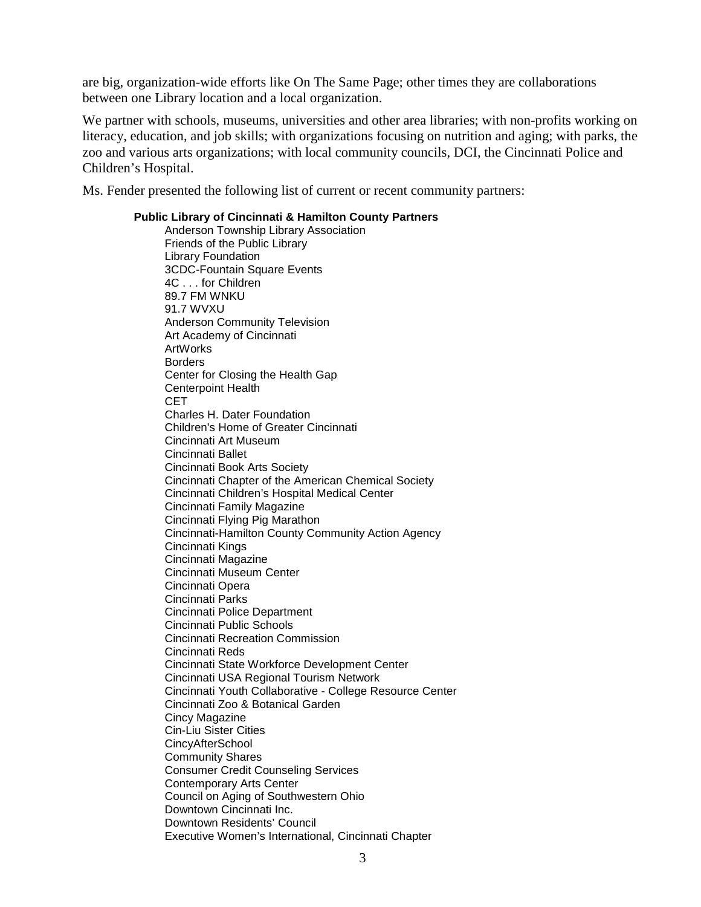are big, organization-wide efforts like On The Same Page; other times they are collaborations between one Library location and a local organization.

We partner with schools, museums, universities and other area libraries; with non-profits working on literacy, education, and job skills; with organizations focusing on nutrition and aging; with parks, the zoo and various arts organizations; with local community councils, DCI, the Cincinnati Police and Children's Hospital.

Ms. Fender presented the following list of current or recent community partners:

**Public Library of Cincinnati & Hamilton County Partners**

- Anderson Township Library Association
- Friends of the Public Library
- Library Foundation
- 3CDC-Fountain Square Events
- 4C . . . for Children
- 89.7 FM WNKU
- 91.7 WVXU
- Anderson Community Television
- Art Academy of Cincinnati
- ArtWorks
- Borders
- Center for Closing the Health Gap
- Centerpoint Health
- CET
- Charles H. Dater Foundation
- Children's Home of Greater Cincinnati
- Cincinnati Art Museum
- Cincinnati Ballet
- Cincinnati Book Arts Society
- Cincinnati Chapter of the American Chemical Society
- Cincinnati Children's Hospital Medical Center
- Cincinnati Family Magazine
- Cincinnati Flying Pig Marathon
- Cincinnati-Hamilton County Community Action Agency
- Cincinnati Kings
- Cincinnati Magazine
- Cincinnati Museum Center
- Cincinnati Opera
- Cincinnati Parks
- Cincinnati Police Department
- Cincinnati Public Schools
- Cincinnati Recreation Commission
- Cincinnati Reds
- Cincinnati State Workforce Development Center
- Cincinnati USA Regional Tourism Network
- Cincinnati Youth Collaborative - College Resource Center
- Cincinnati Zoo & Botanical Garden
- Cincy Magazine
- Cin-Liu Sister Cities
- CincyAfterSchool
- Community Shares
- Consumer Credit Counseling Services
- Contemporary Arts Center
- Council on Aging of Southwestern Ohio
- Downtown Cincinnati Inc.
- Downtown Residents' Council
- Executive Women's International, Cincinnati Chapter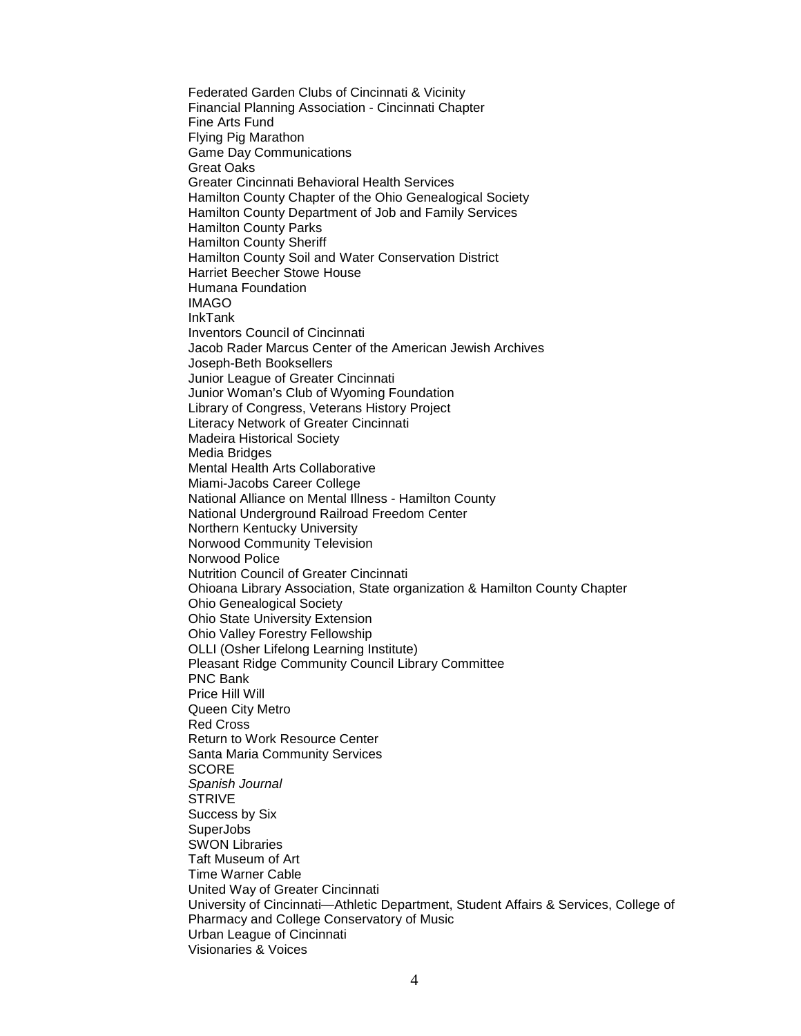Federated Garden Clubs of Cincinnati & Vicinity
Financial Planning Association - Cincinnati Chapter
Fine Arts Fund
Flying Pig Marathon
Game Day Communications
Great Oaks
Greater Cincinnati Behavioral Health Services
Hamilton County Chapter of the Ohio Genealogical Society
Hamilton County Department of Job and Family Services
Hamilton County Parks
Hamilton County Sheriff
Hamilton County Soil and Water Conservation District
Harriet Beecher Stowe House
Humana Foundation
IMAGO
InkTank
Inventors Council of Cincinnati
Jacob Rader Marcus Center of the American Jewish Archives
Joseph-Beth Booksellers
Junior League of Greater Cincinnati
Junior Woman's Club of Wyoming Foundation
Library of Congress, Veterans History Project
Literacy Network of Greater Cincinnati
Madeira Historical Society
Media Bridges
Mental Health Arts Collaborative
Miami-Jacobs Career College
National Alliance on Mental Illness - Hamilton County
National Underground Railroad Freedom Center
Northern Kentucky University
Norwood Community Television
Norwood Police
Nutrition Council of Greater Cincinnati
Ohioana Library Association, State organization & Hamilton County Chapter
Ohio Genealogical Society
Ohio State University Extension
Ohio Valley Forestry Fellowship
OLLI (Osher Lifelong Learning Institute)
Pleasant Ridge Community Council Library Committee
PNC Bank
Price Hill Will
Queen City Metro
Red Cross
Return to Work Resource Center
Santa Maria Community Services
SCORE
*Spanish Journal*
STRIVE
Success by Six
SuperJobs
SWON Libraries
Taft Museum of Art
Time Warner Cable
United Way of Greater Cincinnati
University of Cincinnati—Athletic Department, Student Affairs & Services, College of Pharmacy and College Conservatory of Music
Urban League of Cincinnati
Visionaries & Voices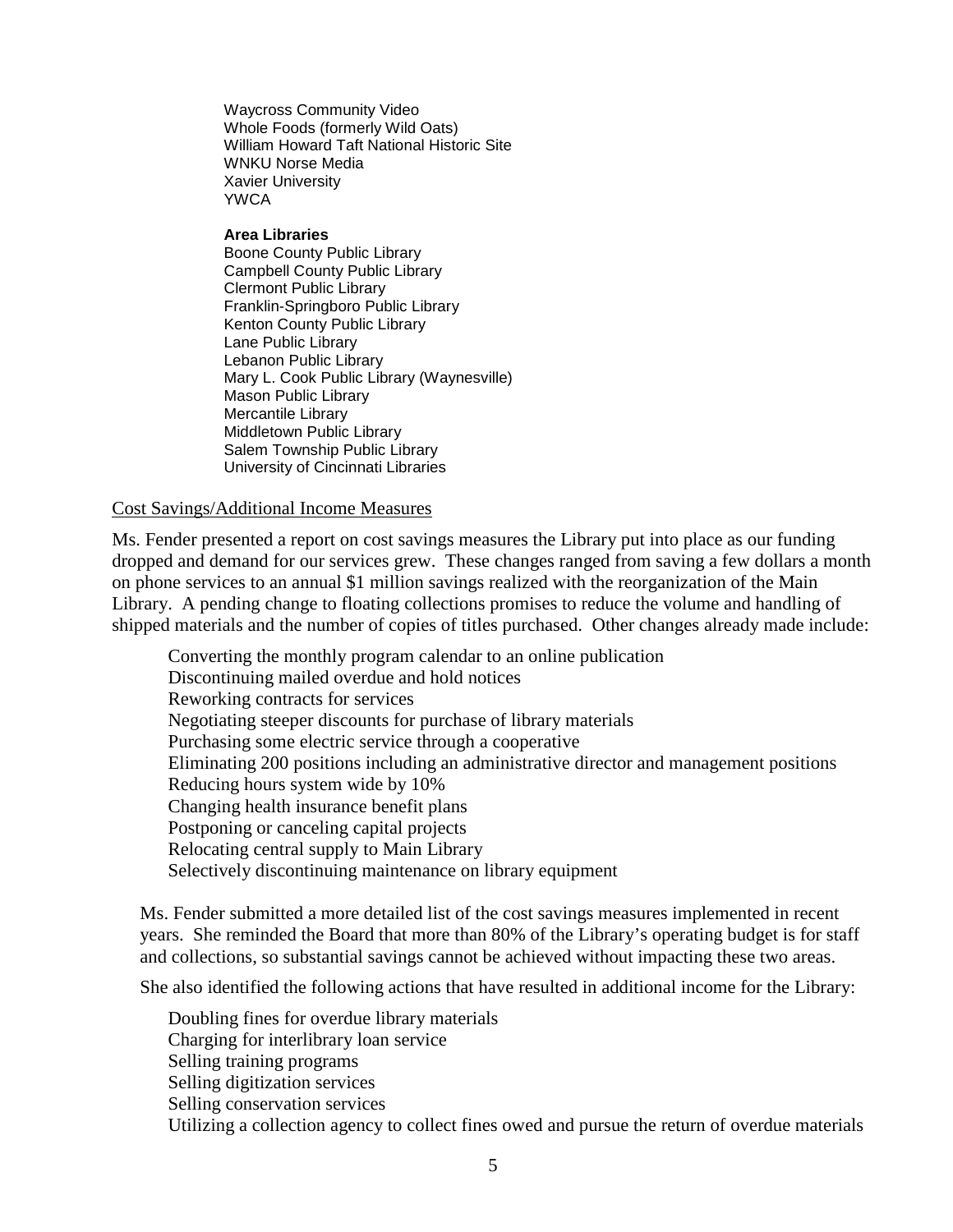Waycross Community Video
Whole Foods (formerly Wild Oats)
William Howard Taft National Historic Site
WNKU Norse Media
Xavier University
YWCA

**Area Libraries**
Boone County Public Library
Campbell County Public Library
Clermont Public Library
Franklin-Springboro Public Library
Kenton County Public Library
Lane Public Library
Lebanon Public Library
Mary L. Cook Public Library (Waynesville)
Mason Public Library
Mercantile Library
Middletown Public Library
Salem Township Public Library
University of Cincinnati Libraries

<u>Cost Savings/Additional Income Measures</u>

Ms. Fender presented a report on cost savings measures the Library put into place as our funding dropped and demand for our services grew. These changes ranged from saving a few dollars a month on phone services to an annual $1 million savings realized with the reorganization of the Main Library. A pending change to floating collections promises to reduce the volume and handling of shipped materials and the number of copies of titles purchased. Other changes already made include:

- Converting the monthly program calendar to an online publication
- Discontinuing mailed overdue and hold notices
- Reworking contracts for services
- Negotiating steeper discounts for purchase of library materials
- Purchasing some electric service through a cooperative
- Eliminating 200 positions including an administrative director and management positions
- Reducing hours system wide by 10%
- Changing health insurance benefit plans
- Postponing or canceling capital projects
- Relocating central supply to Main Library
- Selectively discontinuing maintenance on library equipment

Ms. Fender submitted a more detailed list of the cost savings measures implemented in recent years. She reminded the Board that more than 80% of the Library's operating budget is for staff and collections, so substantial savings cannot be achieved without impacting these two areas.

She also identified the following actions that have resulted in additional income for the Library:

- Doubling fines for overdue library materials
- Charging for interlibrary loan service
- Selling training programs
- Selling digitization services
- Selling conservation services
- Utilizing a collection agency to collect fines owed and pursue the return of overdue materials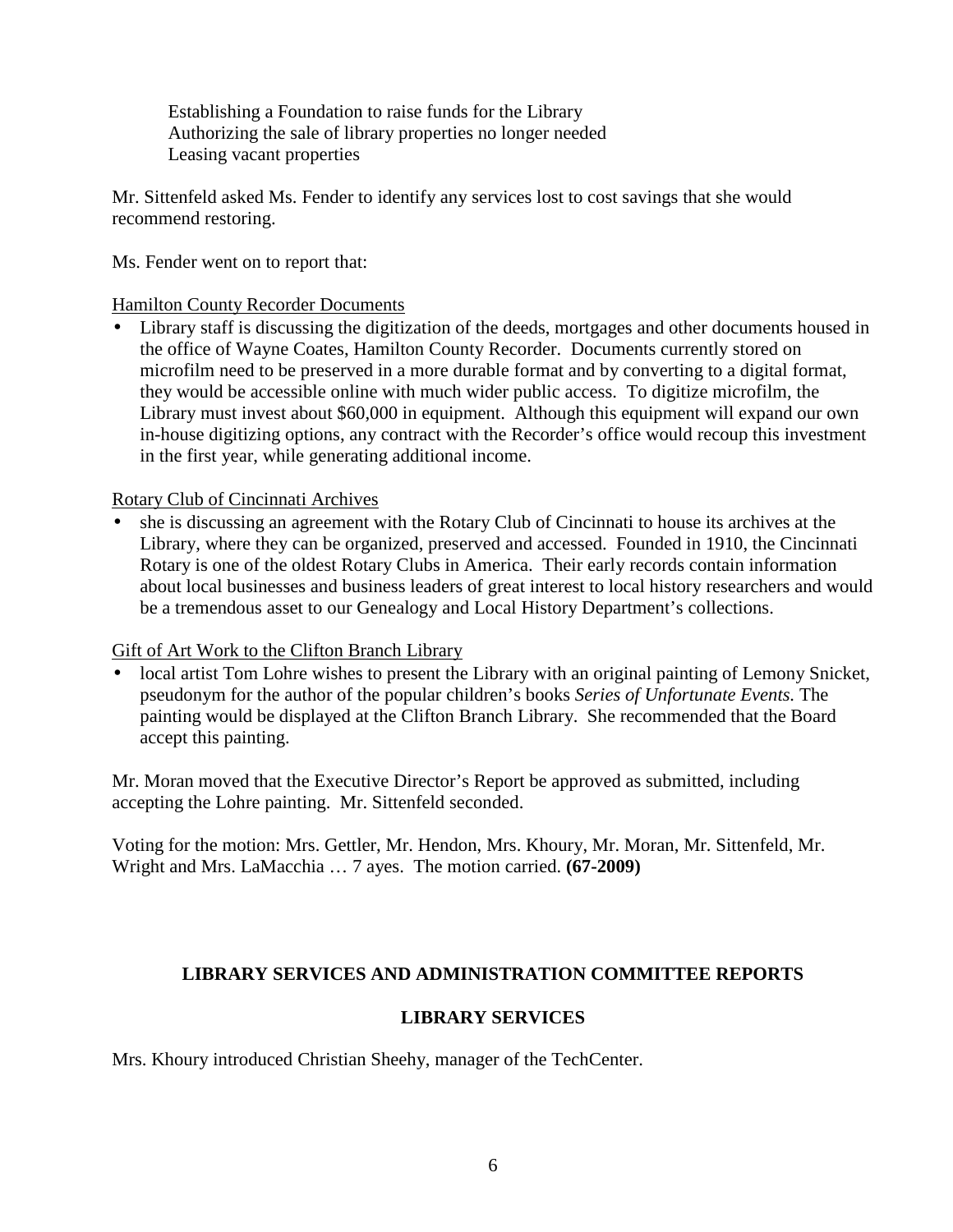Establishing a Foundation to raise funds for the Library
Authorizing the sale of library properties no longer needed
Leasing vacant properties

Mr. Sittenfeld asked Ms. Fender to identify any services lost to cost savings that she would recommend restoring.

Ms. Fender went on to report that:

<u>Hamilton County Recorder Documents</u>

- Library staff is discussing the digitization of the deeds, mortgages and other documents housed in the office of Wayne Coates, Hamilton County Recorder. Documents currently stored on microfilm need to be preserved in a more durable format and by converting to a digital format, they would be accessible online with much wider public access. To digitize microfilm, the Library must invest about $60,000 in equipment. Although this equipment will expand our own in-house digitizing options, any contract with the Recorder's office would recoup this investment in the first year, while generating additional income.

<u>Rotary Club of Cincinnati Archives</u>

- she is discussing an agreement with the Rotary Club of Cincinnati to house its archives at the Library, where they can be organized, preserved and accessed. Founded in 1910, the Cincinnati Rotary is one of the oldest Rotary Clubs in America. Their early records contain information about local businesses and business leaders of great interest to local history researchers and would be a tremendous asset to our Genealogy and Local History Department's collections.

<u>Gift of Art Work to the Clifton Branch Library</u>

- local artist Tom Lohre wishes to present the Library with an original painting of Lemony Snicket, pseudonym for the author of the popular children's books *Series of Unfortunate Events.* The painting would be displayed at the Clifton Branch Library. She recommended that the Board accept this painting.

Mr. Moran moved that the Executive Director's Report be approved as submitted, including accepting the Lohre painting. Mr. Sittenfeld seconded.

Voting for the motion: Mrs. Gettler, Mr. Hendon, Mrs. Khoury, Mr. Moran, Mr. Sittenfeld, Mr. Wright and Mrs. LaMacchia … 7 ayes. The motion carried. **(67-2009)**

## LIBRARY SERVICES AND ADMINISTRATION COMMITTEE REPORTS

### LIBRARY SERVICES

Mrs. Khoury introduced Christian Sheehy, manager of the TechCenter.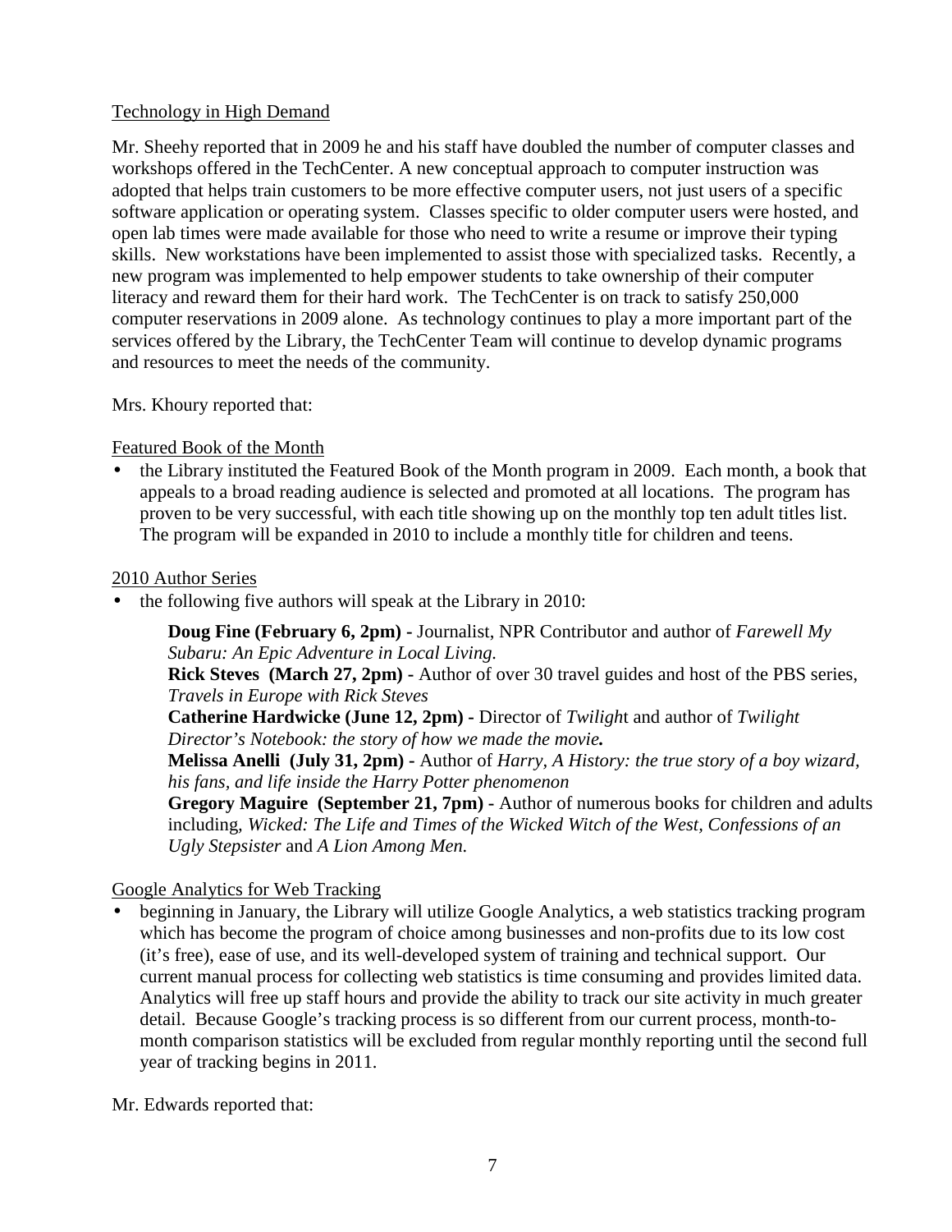<u>Technology in High Demand</u>

Mr. Sheehy reported that in 2009 he and his staff have doubled the number of computer classes and workshops offered in the TechCenter. A new conceptual approach to computer instruction was adopted that helps train customers to be more effective computer users, not just users of a specific software application or operating system. Classes specific to older computer users were hosted, and open lab times were made available for those who need to write a resume or improve their typing skills. New workstations have been implemented to assist those with specialized tasks. Recently, a new program was implemented to help empower students to take ownership of their computer literacy and reward them for their hard work. The TechCenter is on track to satisfy 250,000 computer reservations in 2009 alone. As technology continues to play a more important part of the services offered by the Library, the TechCenter Team will continue to develop dynamic programs and resources to meet the needs of the community.

Mrs. Khoury reported that:

<u>Featured Book of the Month</u>

- the Library instituted the Featured Book of the Month program in 2009. Each month, a book that appeals to a broad reading audience is selected and promoted at all locations. The program has proven to be very successful, with each title showing up on the monthly top ten adult titles list. The program will be expanded in 2010 to include a monthly title for children and teens.

<u>2010 Author Series</u>

- the following five authors will speak at the Library in 2010:

  **Doug Fine (February 6, 2pm) -** Journalist, NPR Contributor and author of *Farewell My Subaru: An Epic Adventure in Local Living.*
  **Rick Steves (March 27, 2pm) -** Author of over 30 travel guides and host of the PBS series, *Travels in Europe with Rick Steves*
  **Catherine Hardwicke (June 12, 2pm) -** Director of *Twilight* and author of *Twilight Director's Notebook: the story of how we made the movie.*
  **Melissa Anelli (July 31, 2pm) -** Author of *Harry, A History: the true story of a boy wizard, his fans, and life inside the Harry Potter phenomenon*
  **Gregory Maguire (September 21, 7pm) -** Author of numerous books for children and adults including, *Wicked: The Life and Times of the Wicked Witch of the West, Confessions of an Ugly Stepsister* and *A Lion Among Men.*

<u>Google Analytics for Web Tracking</u>

- beginning in January, the Library will utilize Google Analytics, a web statistics tracking program which has become the program of choice among businesses and non-profits due to its low cost (it's free), ease of use, and its well-developed system of training and technical support. Our current manual process for collecting web statistics is time consuming and provides limited data. Analytics will free up staff hours and provide the ability to track our site activity in much greater detail. Because Google's tracking process is so different from our current process, month-to-month comparison statistics will be excluded from regular monthly reporting until the second full year of tracking begins in 2011.

Mr. Edwards reported that: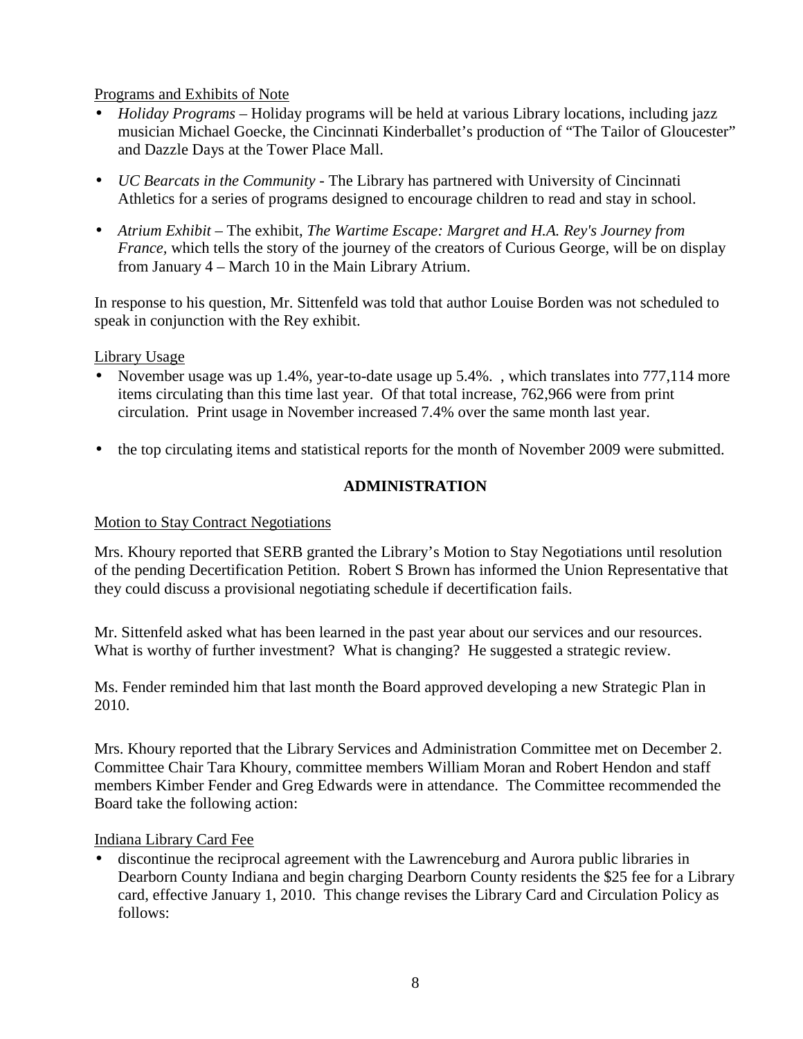Programs and Exhibits of Note

- *Holiday Programs* – Holiday programs will be held at various Library locations, including jazz musician Michael Goecke, the Cincinnati Kinderballet's production of "The Tailor of Gloucester" and Dazzle Days at the Tower Place Mall.

- *UC Bearcats in the Community* - The Library has partnered with University of Cincinnati Athletics for a series of programs designed to encourage children to read and stay in school.

- *Atrium Exhibit* – The exhibit, *The Wartime Escape: Margret and H.A. Rey's Journey from France*, which tells the story of the journey of the creators of Curious George, will be on display from January 4 – March 10 in the Main Library Atrium.

In response to his question, Mr. Sittenfeld was told that author Louise Borden was not scheduled to speak in conjunction with the Rey exhibit.

Library Usage

- November usage was up 1.4%, year-to-date usage up 5.4%. , which translates into 777,114 more items circulating than this time last year. Of that total increase, 762,966 were from print circulation. Print usage in November increased 7.4% over the same month last year.

- the top circulating items and statistical reports for the month of November 2009 were submitted.

## ADMINISTRATION

Motion to Stay Contract Negotiations

Mrs. Khoury reported that SERB granted the Library's Motion to Stay Negotiations until resolution of the pending Decertification Petition. Robert S Brown has informed the Union Representative that they could discuss a provisional negotiating schedule if decertification fails.

Mr. Sittenfeld asked what has been learned in the past year about our services and our resources. What is worthy of further investment? What is changing? He suggested a strategic review.

Ms. Fender reminded him that last month the Board approved developing a new Strategic Plan in 2010.

Mrs. Khoury reported that the Library Services and Administration Committee met on December 2. Committee Chair Tara Khoury, committee members William Moran and Robert Hendon and staff members Kimber Fender and Greg Edwards were in attendance. The Committee recommended the Board take the following action:

Indiana Library Card Fee

- discontinue the reciprocal agreement with the Lawrenceburg and Aurora public libraries in Dearborn County Indiana and begin charging Dearborn County residents the $25 fee for a Library card, effective January 1, 2010. This change revises the Library Card and Circulation Policy as follows: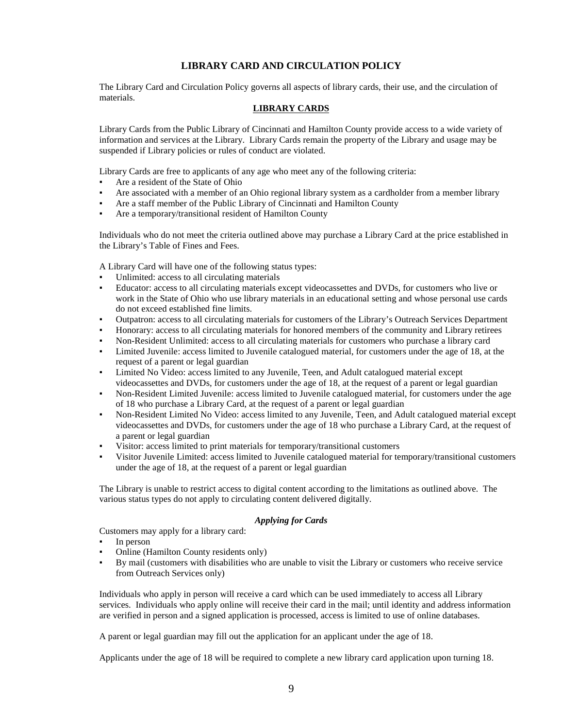# LIBRARY CARD AND CIRCULATION POLICY

The Library Card and Circulation Policy governs all aspects of library cards, their use, and the circulation of materials.

## LIBRARY CARDS

Library Cards from the Public Library of Cincinnati and Hamilton County provide access to a wide variety of information and services at the Library. Library Cards remain the property of the Library and usage may be suspended if Library policies or rules of conduct are violated.

Library Cards are free to applicants of any age who meet any of the following criteria:

- Are a resident of the State of Ohio
- Are associated with a member of an Ohio regional library system as a cardholder from a member library
- Are a staff member of the Public Library of Cincinnati and Hamilton County
- Are a temporary/transitional resident of Hamilton County

Individuals who do not meet the criteria outlined above may purchase a Library Card at the price established in the Library's Table of Fines and Fees.

A Library Card will have one of the following status types:

- Unlimited: access to all circulating materials
- Educator: access to all circulating materials except videocassettes and DVDs, for customers who live or work in the State of Ohio who use library materials in an educational setting and whose personal use cards do not exceed established fine limits.
- Outpatron: access to all circulating materials for customers of the Library's Outreach Services Department
- Honorary: access to all circulating materials for honored members of the community and Library retirees
- Non-Resident Unlimited: access to all circulating materials for customers who purchase a library card
- Limited Juvenile: access limited to Juvenile catalogued material, for customers under the age of 18, at the request of a parent or legal guardian
- Limited No Video: access limited to any Juvenile, Teen, and Adult catalogued material except videocassettes and DVDs, for customers under the age of 18, at the request of a parent or legal guardian
- Non-Resident Limited Juvenile: access limited to Juvenile catalogued material, for customers under the age of 18 who purchase a Library Card, at the request of a parent or legal guardian
- Non-Resident Limited No Video: access limited to any Juvenile, Teen, and Adult catalogued material except videocassettes and DVDs, for customers under the age of 18 who purchase a Library Card, at the request of a parent or legal guardian
- Visitor: access limited to print materials for temporary/transitional customers
- Visitor Juvenile Limited: access limited to Juvenile catalogued material for temporary/transitional customers under the age of 18, at the request of a parent or legal guardian

The Library is unable to restrict access to digital content according to the limitations as outlined above. The various status types do not apply to circulating content delivered digitally.

### *Applying for Cards*

Customers may apply for a library card:

- In person
- Online (Hamilton County residents only)
- By mail (customers with disabilities who are unable to visit the Library or customers who receive service from Outreach Services only)

Individuals who apply in person will receive a card which can be used immediately to access all Library services. Individuals who apply online will receive their card in the mail; until identity and address information are verified in person and a signed application is processed, access is limited to use of online databases.

A parent or legal guardian may fill out the application for an applicant under the age of 18.

Applicants under the age of 18 will be required to complete a new library card application upon turning 18.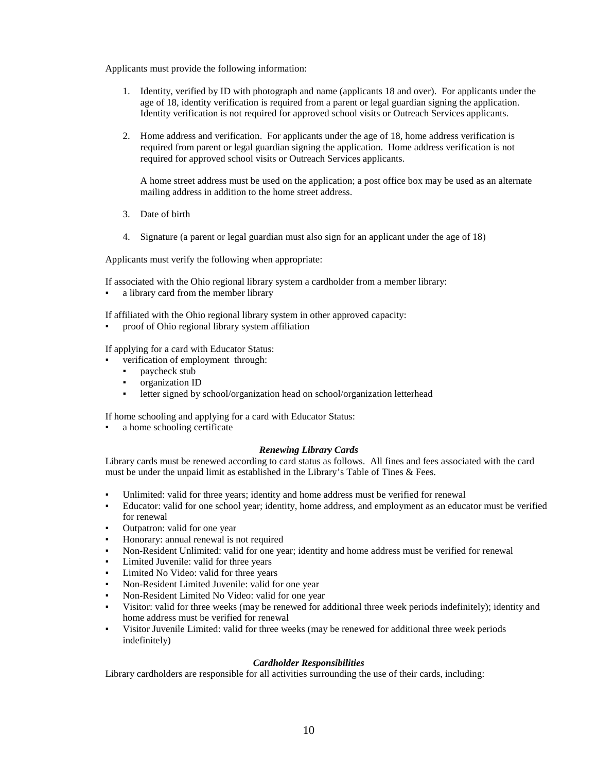Applicants must provide the following information:

1. Identity, verified by ID with photograph and name (applicants 18 and over). For applicants under the age of 18, identity verification is required from a parent or legal guardian signing the application. Identity verification is not required for approved school visits or Outreach Services applicants.

2. Home address and verification. For applicants under the age of 18, home address verification is required from parent or legal guardian signing the application. Home address verification is not required for approved school visits or Outreach Services applicants.

   A home street address must be used on the application; a post office box may be used as an alternate mailing address in addition to the home street address.

3. Date of birth

4. Signature (a parent or legal guardian must also sign for an applicant under the age of 18)

Applicants must verify the following when appropriate:

If associated with the Ohio regional library system a cardholder from a member library:

- a library card from the member library

If affiliated with the Ohio regional library system in other approved capacity:

- proof of Ohio regional library system affiliation

If applying for a card with Educator Status:

- verification of employment through:
  - paycheck stub
  - organization ID
  - letter signed by school/organization head on school/organization letterhead

If home schooling and applying for a card with Educator Status:

- a home schooling certificate

### *Renewing Library Cards*

Library cards must be renewed according to card status as follows. All fines and fees associated with the card must be under the unpaid limit as established in the Library's Table of Tines & Fees.

- Unlimited: valid for three years; identity and home address must be verified for renewal
- Educator: valid for one school year; identity, home address, and employment as an educator must be verified for renewal
- Outpatron: valid for one year
- Honorary: annual renewal is not required
- Non-Resident Unlimited: valid for one year; identity and home address must be verified for renewal
- Limited Juvenile: valid for three years
- Limited No Video: valid for three years
- Non-Resident Limited Juvenile: valid for one year
- Non-Resident Limited No Video: valid for one year
- Visitor: valid for three weeks (may be renewed for additional three week periods indefinitely); identity and home address must be verified for renewal
- Visitor Juvenile Limited: valid for three weeks (may be renewed for additional three week periods indefinitely)

### *Cardholder Responsibilities*

Library cardholders are responsible for all activities surrounding the use of their cards, including: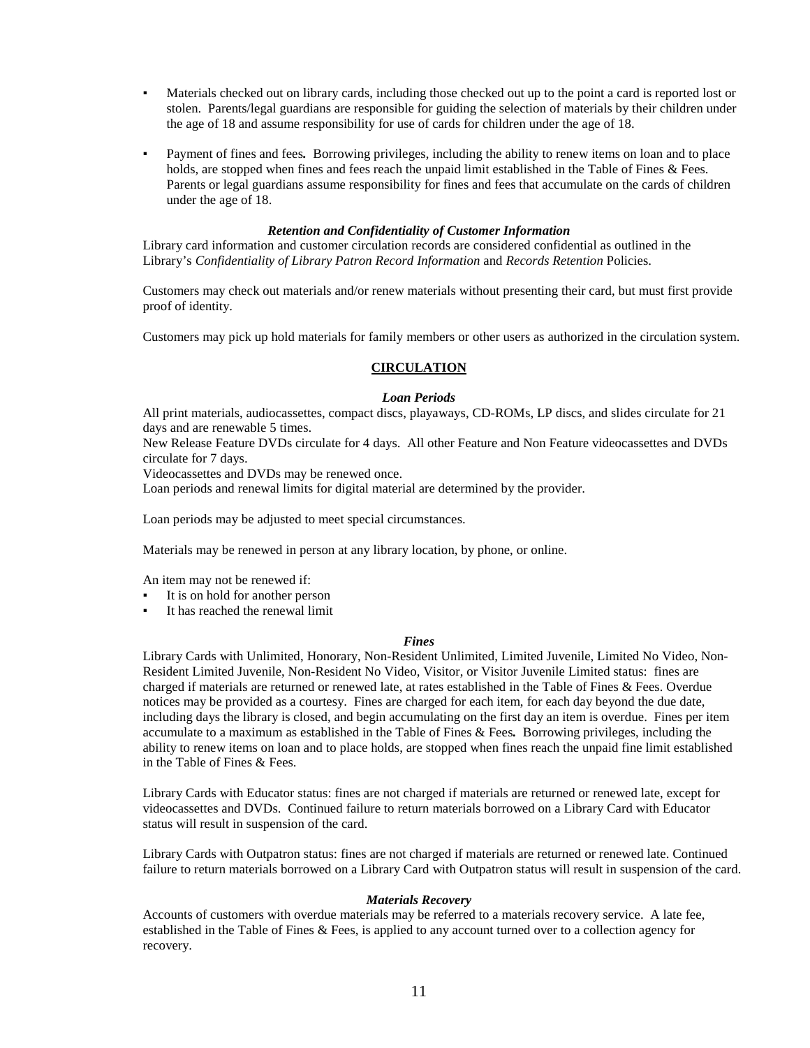- Materials checked out on library cards, including those checked out up to the point a card is reported lost or stolen. Parents/legal guardians are responsible for guiding the selection of materials by their children under the age of 18 and assume responsibility for use of cards for children under the age of 18.

- Payment of fines and fees**.** Borrowing privileges, including the ability to renew items on loan and to place holds, are stopped when fines and fees reach the unpaid limit established in the Table of Fines & Fees. Parents or legal guardians assume responsibility for fines and fees that accumulate on the cards of children under the age of 18.

### *Retention and Confidentiality of Customer Information*

Library card information and customer circulation records are considered confidential as outlined in the Library's *Confidentiality of Library Patron Record Information* and *Records Retention* Policies.

Customers may check out materials and/or renew materials without presenting their card, but must first provide proof of identity.

Customers may pick up hold materials for family members or other users as authorized in the circulation system.

## CIRCULATION

### *Loan Periods*

All print materials, audiocassettes, compact discs, playaways, CD-ROMs, LP discs, and slides circulate for 21 days and are renewable 5 times.
New Release Feature DVDs circulate for 4 days. All other Feature and Non Feature videocassettes and DVDs circulate for 7 days.
Videocassettes and DVDs may be renewed once.
Loan periods and renewal limits for digital material are determined by the provider.

Loan periods may be adjusted to meet special circumstances.

Materials may be renewed in person at any library location, by phone, or online.

An item may not be renewed if:

- It is on hold for another person
- It has reached the renewal limit

### *Fines*

Library Cards with Unlimited, Honorary, Non-Resident Unlimited, Limited Juvenile, Limited No Video, Non-Resident Limited Juvenile, Non-Resident No Video, Visitor, or Visitor Juvenile Limited status: fines are charged if materials are returned or renewed late, at rates established in the Table of Fines & Fees. Overdue notices may be provided as a courtesy. Fines are charged for each item, for each day beyond the due date, including days the library is closed, and begin accumulating on the first day an item is overdue. Fines per item accumulate to a maximum as established in the Table of Fines & Fees**.** Borrowing privileges, including the ability to renew items on loan and to place holds, are stopped when fines reach the unpaid fine limit established in the Table of Fines & Fees.

Library Cards with Educator status: fines are not charged if materials are returned or renewed late, except for videocassettes and DVDs. Continued failure to return materials borrowed on a Library Card with Educator status will result in suspension of the card.

Library Cards with Outpatron status: fines are not charged if materials are returned or renewed late. Continued failure to return materials borrowed on a Library Card with Outpatron status will result in suspension of the card.

### *Materials Recovery*

Accounts of customers with overdue materials may be referred to a materials recovery service. A late fee, established in the Table of Fines & Fees, is applied to any account turned over to a collection agency for recovery.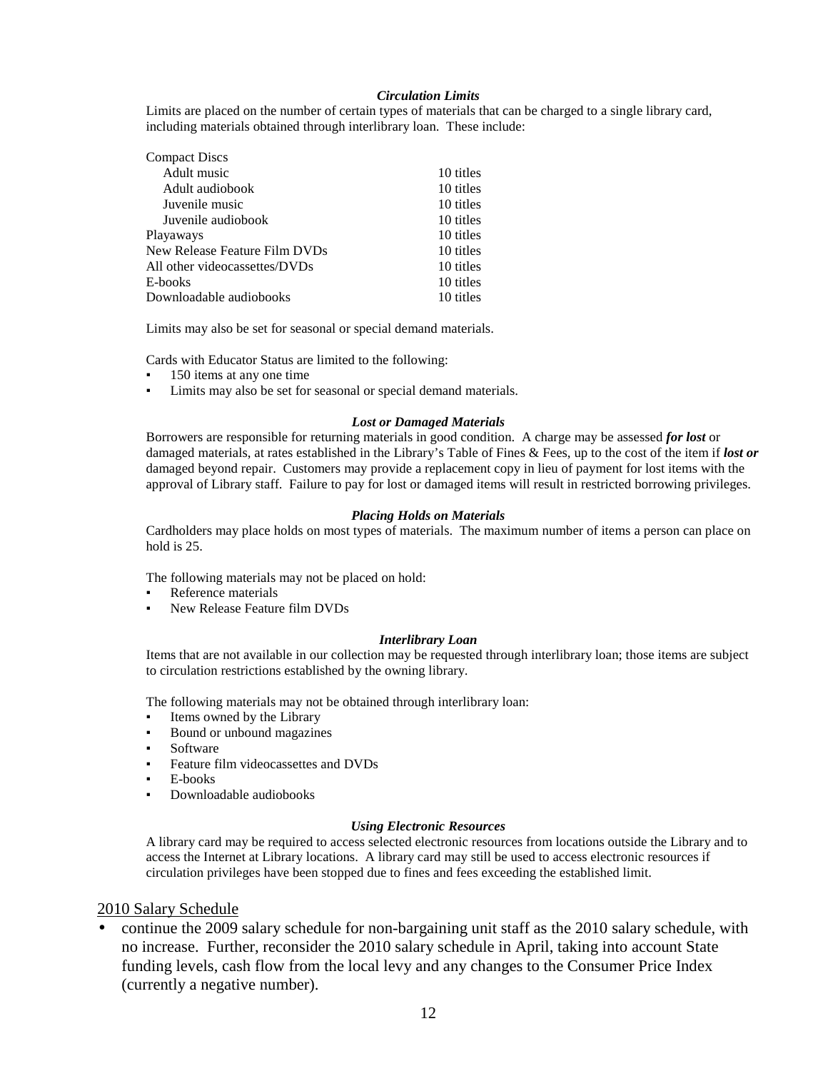***Circulation Limits***

Limits are placed on the number of certain types of materials that can be charged to a single library card, including materials obtained through interlibrary loan. These include:

| | |
|---|---|
| Compact Discs | |
| Adult music | 10 titles |
| Adult audiobook | 10 titles |
| Juvenile music | 10 titles |
| Juvenile audiobook | 10 titles |
| Playaways | 10 titles |
| New Release Feature Film DVDs | 10 titles |
| All other videocassettes/DVDs | 10 titles |
| E-books | 10 titles |
| Downloadable audiobooks | 10 titles |

Limits may also be set for seasonal or special demand materials.

Cards with Educator Status are limited to the following:

- 150 items at any one time
- Limits may also be set for seasonal or special demand materials.

***Lost or Damaged Materials***

Borrowers are responsible for returning materials in good condition. A charge may be assessed ***for lost*** or damaged materials, at rates established in the Library's Table of Fines & Fees, up to the cost of the item if ***lost or*** damaged beyond repair. Customers may provide a replacement copy in lieu of payment for lost items with the approval of Library staff. Failure to pay for lost or damaged items will result in restricted borrowing privileges.

***Placing Holds on Materials***

Cardholders may place holds on most types of materials. The maximum number of items a person can place on hold is 25.

The following materials may not be placed on hold:

- Reference materials
- New Release Feature film DVDs

***Interlibrary Loan***

Items that are not available in our collection may be requested through interlibrary loan; those items are subject to circulation restrictions established by the owning library.

The following materials may not be obtained through interlibrary loan:

- Items owned by the Library
- Bound or unbound magazines
- Software
- Feature film videocassettes and DVDs
- E-books
- Downloadable audiobooks

***Using Electronic Resources***

A library card may be required to access selected electronic resources from locations outside the Library and to access the Internet at Library locations. A library card may still be used to access electronic resources if circulation privileges have been stopped due to fines and fees exceeding the established limit.

<u>2010 Salary Schedule</u>

- continue the 2009 salary schedule for non-bargaining unit staff as the 2010 salary schedule, with no increase. Further, reconsider the 2010 salary schedule in April, taking into account State funding levels, cash flow from the local levy and any changes to the Consumer Price Index (currently a negative number).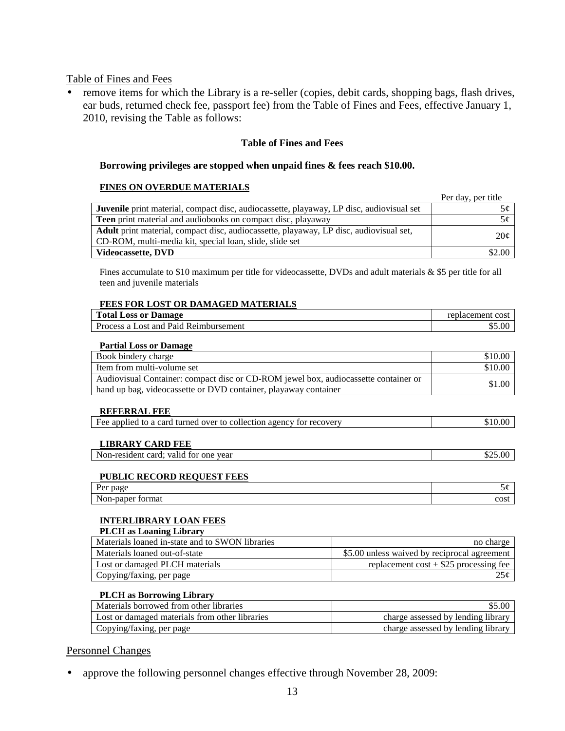<u>Table of Fines and Fees</u>

- remove items for which the Library is a re-seller (copies, debit cards, shopping bags, flash drives, ear buds, returned check fee, passport fee) from the Table of Fines and Fees, effective January 1, 2010, revising the Table as follows:

**Table of Fines and Fees**

**Borrowing privileges are stopped when unpaid fines & fees reach $10.00.**

**FINES ON OVERDUE MATERIALS**

| | Per day, per title |
|---|---|
| **Juvenile** print material, compact disc, audiocassette, playaway, LP disc, audiovisual set | 5¢ |
| **Teen** print material and audiobooks on compact disc, playaway | 5¢ |
| **Adult** print material, compact disc, audiocassette, playaway, LP disc, audiovisual set, CD-ROM, multi-media kit, special loan, slide, slide set | 20¢ |
| **Videocassette, DVD** | $2.00 |

Fines accumulate to $10 maximum per title for videocassette, DVDs and adult materials & $5 per title for all teen and juvenile materials

**FEES FOR LOST OR DAMAGED MATERIALS**

| | |
|---|---|
| **Total Loss or Damage** | replacement cost |
| Process a Lost and Paid Reimbursement | $5.00 |

**Partial Loss or Damage**

| | |
|---|---|
| Book bindery charge | $10.00 |
| Item from multi-volume set | $10.00 |
| Audiovisual Container: compact disc or CD-ROM jewel box, audiocassette container or hand up bag, videocassette or DVD container, playaway container | $1.00 |

**REFERRAL FEE**

| | |
|---|---|
| Fee applied to a card turned over to collection agency for recovery | $10.00 |

**LIBRARY CARD FEE**

| | |
|---|---|
| Non-resident card; valid for one year | $25.00 |

**PUBLIC RECORD REQUEST FEES**

| | |
|---|---|
| Per page | 5¢ |
| Non-paper format | cost |

**INTERLIBRARY LOAN FEES**

**PLCH as Loaning Library**

| | |
|---|---|
| Materials loaned in-state and to SWON libraries | no charge |
| Materials loaned out-of-state | $5.00 unless waived by reciprocal agreement |
| Lost or damaged PLCH materials | replacement cost + $25 processing fee |
| Copying/faxing, per page | 25¢ |

**PLCH as Borrowing Library**

| | |
|---|---|
| Materials borrowed from other libraries | $5.00 |
| Lost or damaged materials from other libraries | charge assessed by lending library |
| Copying/faxing, per page | charge assessed by lending library |

<u>Personnel Changes</u>

- approve the following personnel changes effective through November 28, 2009: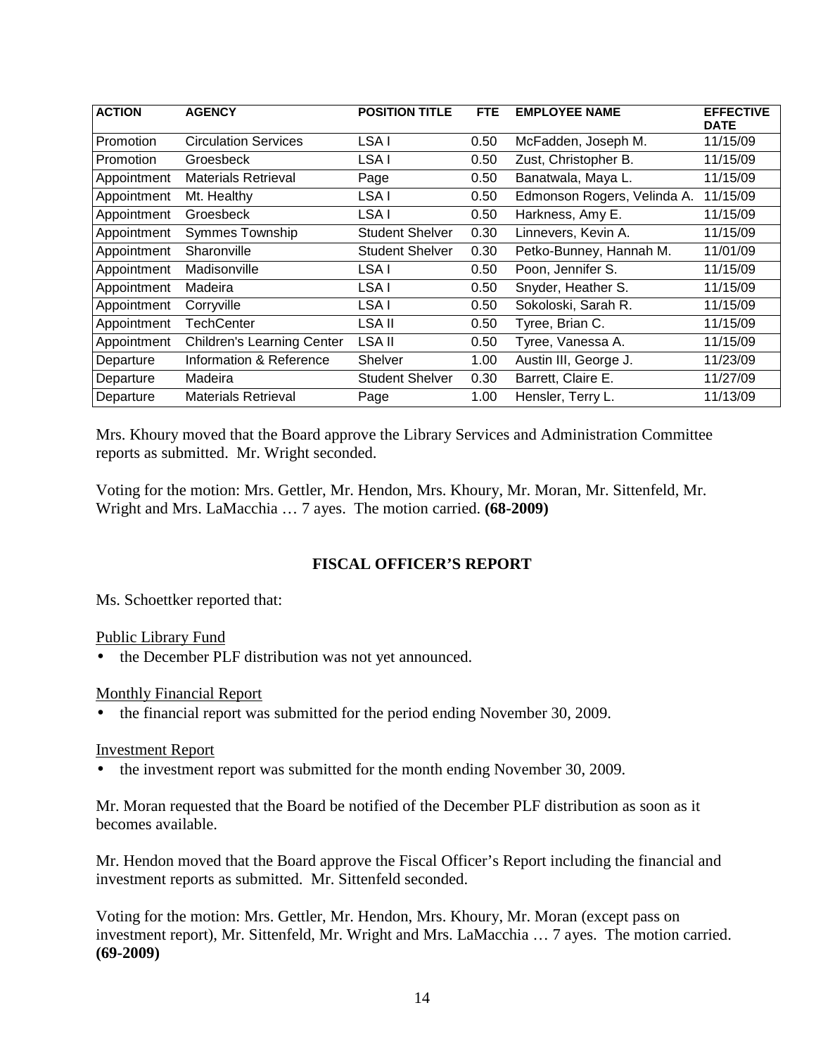| ACTION | AGENCY | POSITION TITLE | FTE | EMPLOYEE NAME | EFFECTIVE DATE |
|---|---|---|---|---|---|
| Promotion | Circulation Services | LSA I | 0.50 | McFadden, Joseph M. | 11/15/09 |
| Promotion | Groesbeck | LSA I | 0.50 | Zust, Christopher B. | 11/15/09 |
| Appointment | Materials Retrieval | Page | 0.50 | Banatwala, Maya L. | 11/15/09 |
| Appointment | Mt. Healthy | LSA I | 0.50 | Edmonson Rogers, Velinda A. | 11/15/09 |
| Appointment | Groesbeck | LSA I | 0.50 | Harkness, Amy E. | 11/15/09 |
| Appointment | Symmes Township | Student Shelver | 0.30 | Linnevers, Kevin A. | 11/15/09 |
| Appointment | Sharonville | Student Shelver | 0.30 | Petko-Bunney, Hannah M. | 11/01/09 |
| Appointment | Madisonville | LSA I | 0.50 | Poon, Jennifer S. | 11/15/09 |
| Appointment | Madeira | LSA I | 0.50 | Snyder, Heather S. | 11/15/09 |
| Appointment | Corryville | LSA I | 0.50 | Sokoloski, Sarah R. | 11/15/09 |
| Appointment | TechCenter | LSA II | 0.50 | Tyree, Brian C. | 11/15/09 |
| Appointment | Children's Learning Center | LSA II | 0.50 | Tyree, Vanessa A. | 11/15/09 |
| Departure | Information & Reference | Shelver | 1.00 | Austin III, George J. | 11/23/09 |
| Departure | Madeira | Student Shelver | 0.30 | Barrett, Claire E. | 11/27/09 |
| Departure | Materials Retrieval | Page | 1.00 | Hensler, Terry L. | 11/13/09 |

Mrs. Khoury moved that the Board approve the Library Services and Administration Committee reports as submitted. Mr. Wright seconded.

Voting for the motion: Mrs. Gettler, Mr. Hendon, Mrs. Khoury, Mr. Moran, Mr. Sittenfeld, Mr. Wright and Mrs. LaMacchia … 7 ayes. The motion carried. **(68-2009)**

## FISCAL OFFICER'S REPORT

Ms. Schoettker reported that:

Public Library Fund

- the December PLF distribution was not yet announced.

Monthly Financial Report

- the financial report was submitted for the period ending November 30, 2009.

Investment Report

- the investment report was submitted for the month ending November 30, 2009.

Mr. Moran requested that the Board be notified of the December PLF distribution as soon as it becomes available.

Mr. Hendon moved that the Board approve the Fiscal Officer's Report including the financial and investment reports as submitted. Mr. Sittenfeld seconded.

Voting for the motion: Mrs. Gettler, Mr. Hendon, Mrs. Khoury, Mr. Moran (except pass on investment report), Mr. Sittenfeld, Mr. Wright and Mrs. LaMacchia … 7 ayes. The motion carried. **(69-2009)**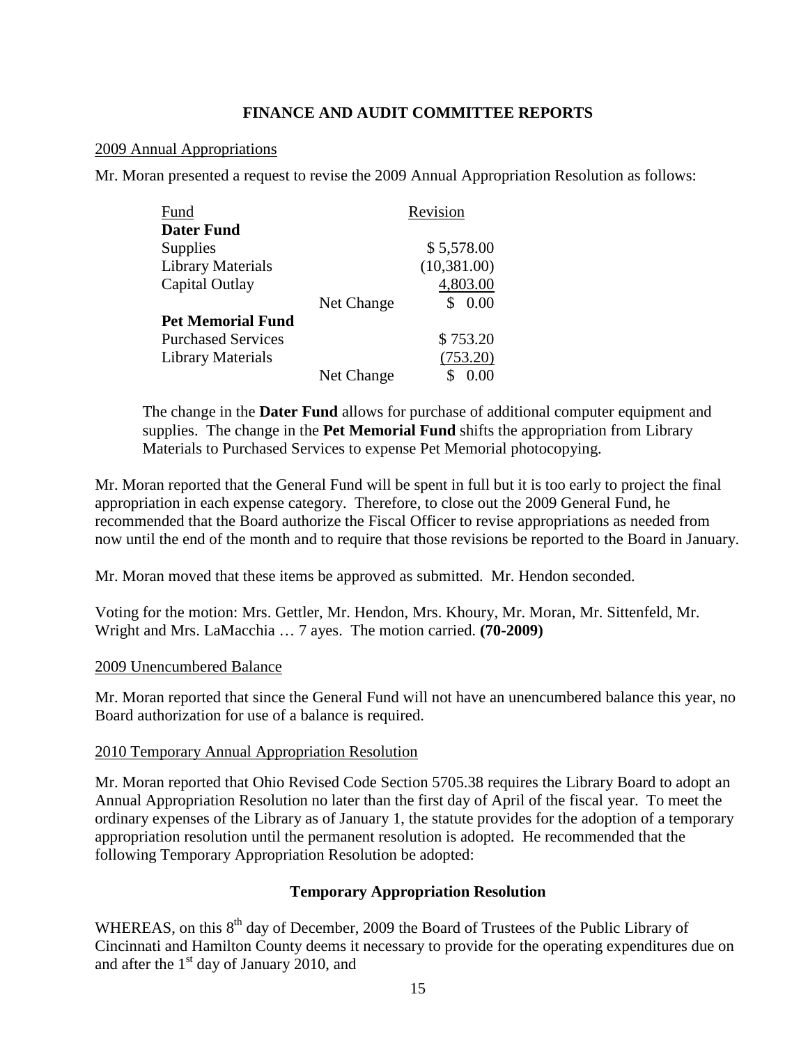## FINANCE AND AUDIT COMMITTEE REPORTS

2009 Annual Appropriations

Mr. Moran presented a request to revise the 2009 Annual Appropriation Resolution as follows:

| Fund | | Revision |
|---|---|---|
| **Dater Fund** | | |
| Supplies | | $ 5,578.00 |
| Library Materials | | (10,381.00) |
| Capital Outlay | | 4,803.00 |
| | Net Change | $ 0.00 |
| **Pet Memorial Fund** | | |
| Purchased Services | | $ 753.20 |
| Library Materials | | (753.20) |
| | Net Change | $ 0.00 |

The change in the **Dater Fund** allows for purchase of additional computer equipment and supplies. The change in the **Pet Memorial Fund** shifts the appropriation from Library Materials to Purchased Services to expense Pet Memorial photocopying.

Mr. Moran reported that the General Fund will be spent in full but it is too early to project the final appropriation in each expense category. Therefore, to close out the 2009 General Fund, he recommended that the Board authorize the Fiscal Officer to revise appropriations as needed from now until the end of the month and to require that those revisions be reported to the Board in January.

Mr. Moran moved that these items be approved as submitted. Mr. Hendon seconded.

Voting for the motion: Mrs. Gettler, Mr. Hendon, Mrs. Khoury, Mr. Moran, Mr. Sittenfeld, Mr. Wright and Mrs. LaMacchia … 7 ayes. The motion carried. **(70-2009)**

2009 Unencumbered Balance

Mr. Moran reported that since the General Fund will not have an unencumbered balance this year, no Board authorization for use of a balance is required.

2010 Temporary Annual Appropriation Resolution

Mr. Moran reported that Ohio Revised Code Section 5705.38 requires the Library Board to adopt an Annual Appropriation Resolution no later than the first day of April of the fiscal year. To meet the ordinary expenses of the Library as of January 1, the statute provides for the adoption of a temporary appropriation resolution until the permanent resolution is adopted. He recommended that the following Temporary Appropriation Resolution be adopted:

### Temporary Appropriation Resolution

WHEREAS, on this 8th day of December, 2009 the Board of Trustees of the Public Library of Cincinnati and Hamilton County deems it necessary to provide for the operating expenditures due on and after the 1st day of January 2010, and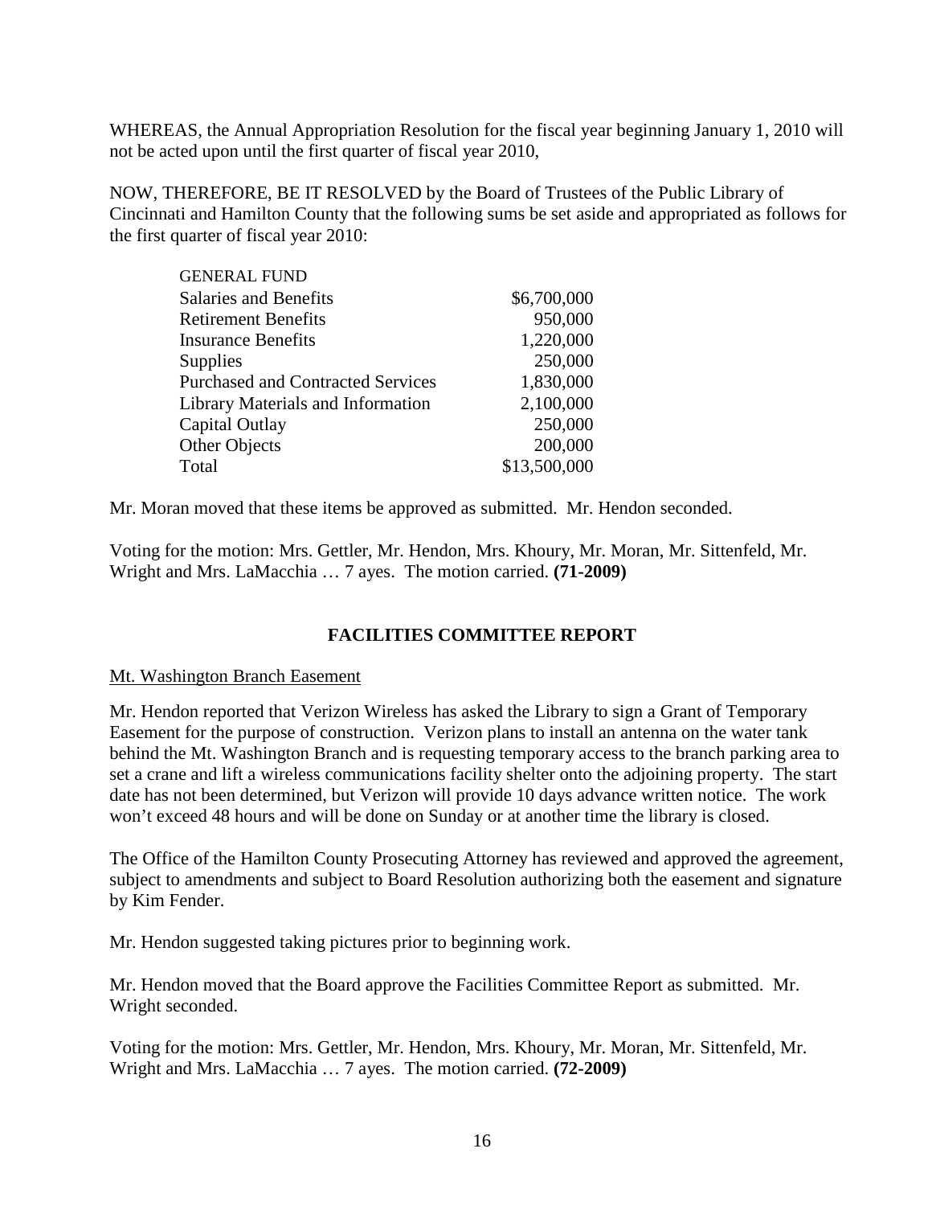WHEREAS, the Annual Appropriation Resolution for the fiscal year beginning January 1, 2010 will not be acted upon until the first quarter of fiscal year 2010,

NOW, THEREFORE, BE IT RESOLVED by the Board of Trustees of the Public Library of Cincinnati and Hamilton County that the following sums be set aside and appropriated as follows for the first quarter of fiscal year 2010:

| GENERAL FUND | |
|---|---|
| Salaries and Benefits | $6,700,000 |
| Retirement Benefits | 950,000 |
| Insurance Benefits | 1,220,000 |
| Supplies | 250,000 |
| Purchased and Contracted Services | 1,830,000 |
| Library Materials and Information | 2,100,000 |
| Capital Outlay | 250,000 |
| Other Objects | 200,000 |
| Total | $13,500,000 |

Mr. Moran moved that these items be approved as submitted. Mr. Hendon seconded.

Voting for the motion: Mrs. Gettler, Mr. Hendon, Mrs. Khoury, Mr. Moran, Mr. Sittenfeld, Mr. Wright and Mrs. LaMacchia … 7 ayes. The motion carried. **(71-2009)**

## FACILITIES COMMITTEE REPORT

Mt. Washington Branch Easement

Mr. Hendon reported that Verizon Wireless has asked the Library to sign a Grant of Temporary Easement for the purpose of construction. Verizon plans to install an antenna on the water tank behind the Mt. Washington Branch and is requesting temporary access to the branch parking area to set a crane and lift a wireless communications facility shelter onto the adjoining property. The start date has not been determined, but Verizon will provide 10 days advance written notice. The work won't exceed 48 hours and will be done on Sunday or at another time the library is closed.

The Office of the Hamilton County Prosecuting Attorney has reviewed and approved the agreement, subject to amendments and subject to Board Resolution authorizing both the easement and signature by Kim Fender.

Mr. Hendon suggested taking pictures prior to beginning work.

Mr. Hendon moved that the Board approve the Facilities Committee Report as submitted. Mr. Wright seconded.

Voting for the motion: Mrs. Gettler, Mr. Hendon, Mrs. Khoury, Mr. Moran, Mr. Sittenfeld, Mr. Wright and Mrs. LaMacchia … 7 ayes. The motion carried. **(72-2009)**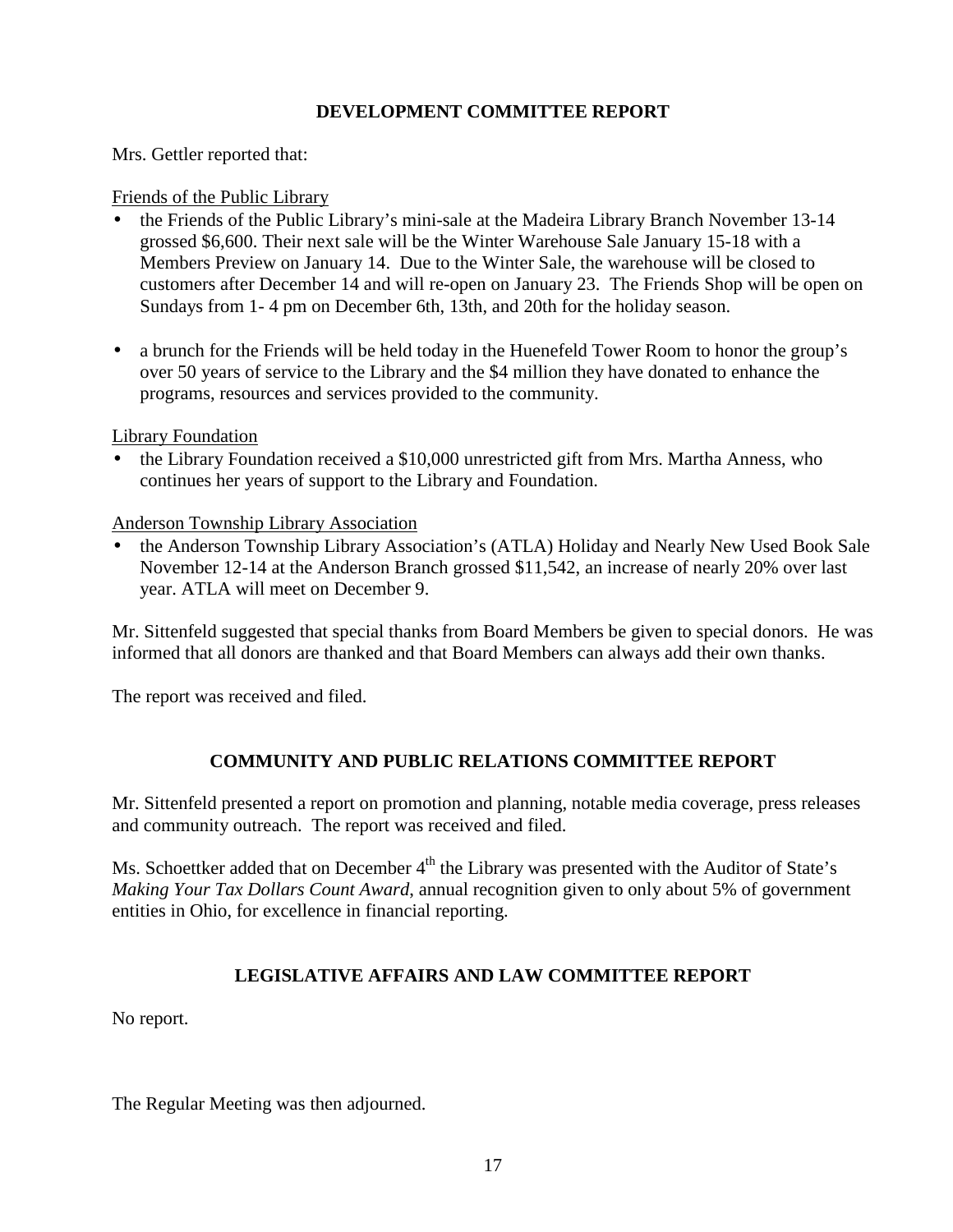## DEVELOPMENT COMMITTEE REPORT

Mrs. Gettler reported that:

Friends of the Public Library

- the Friends of the Public Library's mini-sale at the Madeira Library Branch November 13-14 grossed $6,600. Their next sale will be the Winter Warehouse Sale January 15-18 with a Members Preview on January 14. Due to the Winter Sale, the warehouse will be closed to customers after December 14 and will re-open on January 23. The Friends Shop will be open on Sundays from 1- 4 pm on December 6th, 13th, and 20th for the holiday season.

- a brunch for the Friends will be held today in the Huenefeld Tower Room to honor the group's over 50 years of service to the Library and the $4 million they have donated to enhance the programs, resources and services provided to the community.

Library Foundation

- the Library Foundation received a $10,000 unrestricted gift from Mrs. Martha Anness, who continues her years of support to the Library and Foundation.

Anderson Township Library Association

- the Anderson Township Library Association's (ATLA) Holiday and Nearly New Used Book Sale November 12-14 at the Anderson Branch grossed $11,542, an increase of nearly 20% over last year. ATLA will meet on December 9.

Mr. Sittenfeld suggested that special thanks from Board Members be given to special donors. He was informed that all donors are thanked and that Board Members can always add their own thanks.

The report was received and filed.

## COMMUNITY AND PUBLIC RELATIONS COMMITTEE REPORT

Mr. Sittenfeld presented a report on promotion and planning, notable media coverage, press releases and community outreach. The report was received and filed.

Ms. Schoettker added that on December 4th the Library was presented with the Auditor of State's *Making Your Tax Dollars Count Award*, annual recognition given to only about 5% of government entities in Ohio, for excellence in financial reporting.

## LEGISLATIVE AFFAIRS AND LAW COMMITTEE REPORT

No report.

The Regular Meeting was then adjourned.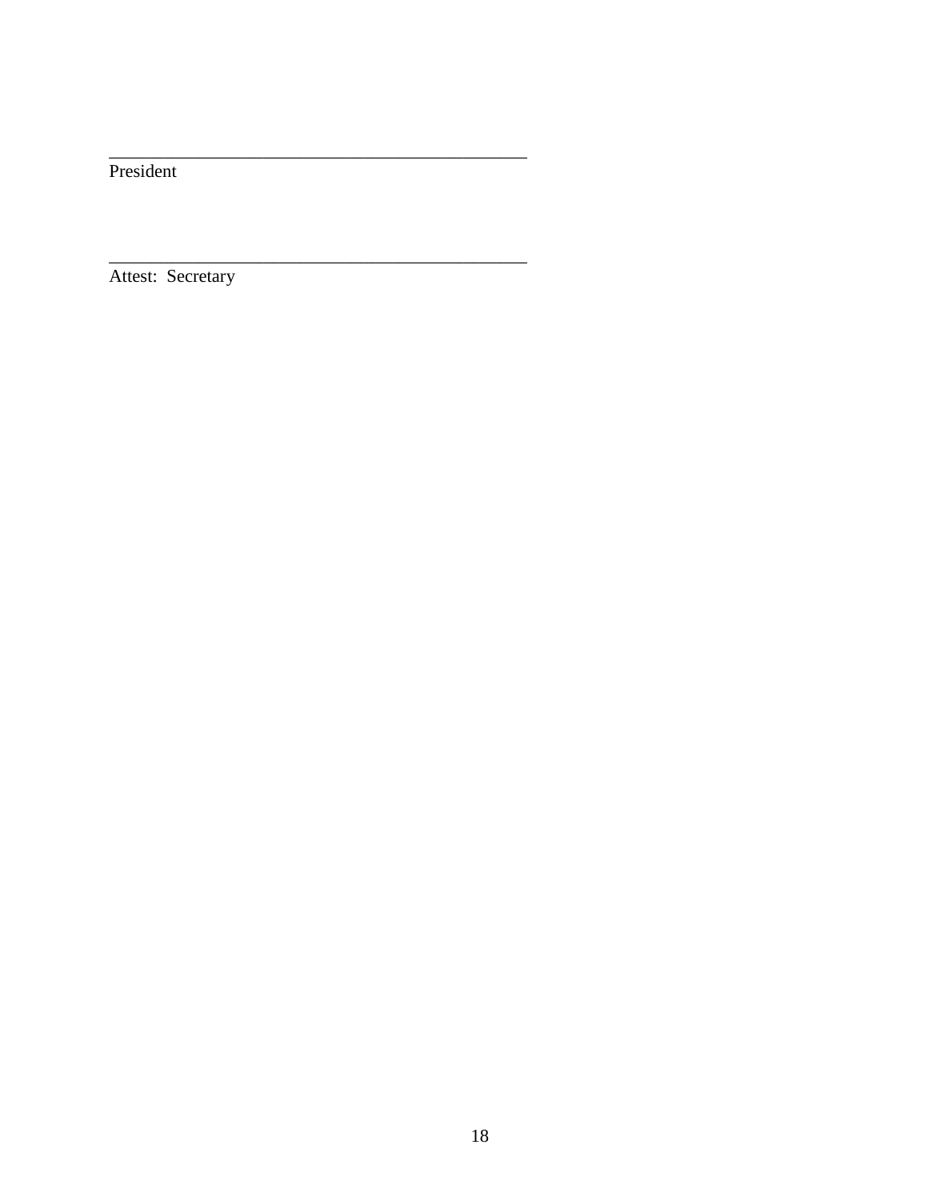\_\_\_\_\_\_\_\_\_\_\_\_\_\_\_\_\_\_\_\_\_\_\_\_\_\_\_\_\_\_\_\_\_\_\_\_\_\_\_\_\_\_\_\_
President

\_\_\_\_\_\_\_\_\_\_\_\_\_\_\_\_\_\_\_\_\_\_\_\_\_\_\_\_\_\_\_\_\_\_\_\_\_\_\_\_\_\_\_\_
Attest: Secretary